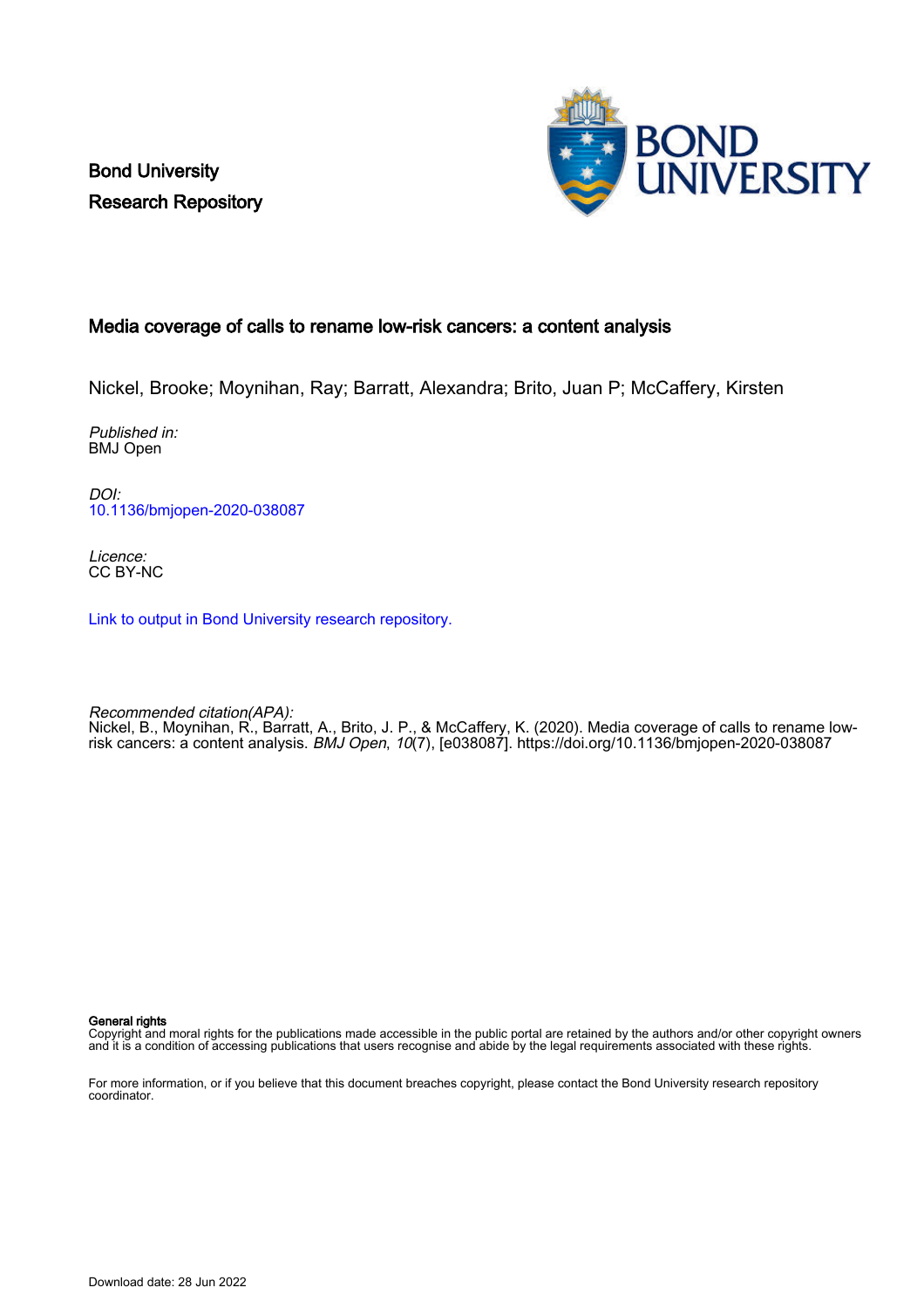Bond University
Research Repository

# Media coverage of calls to rename low-risk cancers: a content analysis

Nickel, Brooke; Moynihan, Ray; Barratt, Alexandra; Brito, Juan P; McCaffery, Kirsten

*Published in:*
BMJ Open

*DOI:*
10.1136/bmjopen-2020-038087

*Licence:*
CC BY-NC

Link to output in Bond University research repository.

*Recommended citation(APA):*
Nickel, B., Moynihan, R., Barratt, A., Brito, J. P., & McCaffery, K. (2020). Media coverage of calls to rename low-risk cancers: a content analysis. *BMJ Open*, *10*(7), [e038087]. https://doi.org/10.1136/bmjopen-2020-038087

**General rights**
Copyright and moral rights for the publications made accessible in the public portal are retained by the authors and/or other copyright owners and it is a condition of accessing publications that users recognise and abide by the legal requirements associated with these rights.

For more information, or if you believe that this document breaches copyright, please contact the Bond University research repository coordinator.

Download date: 28 Jun 2022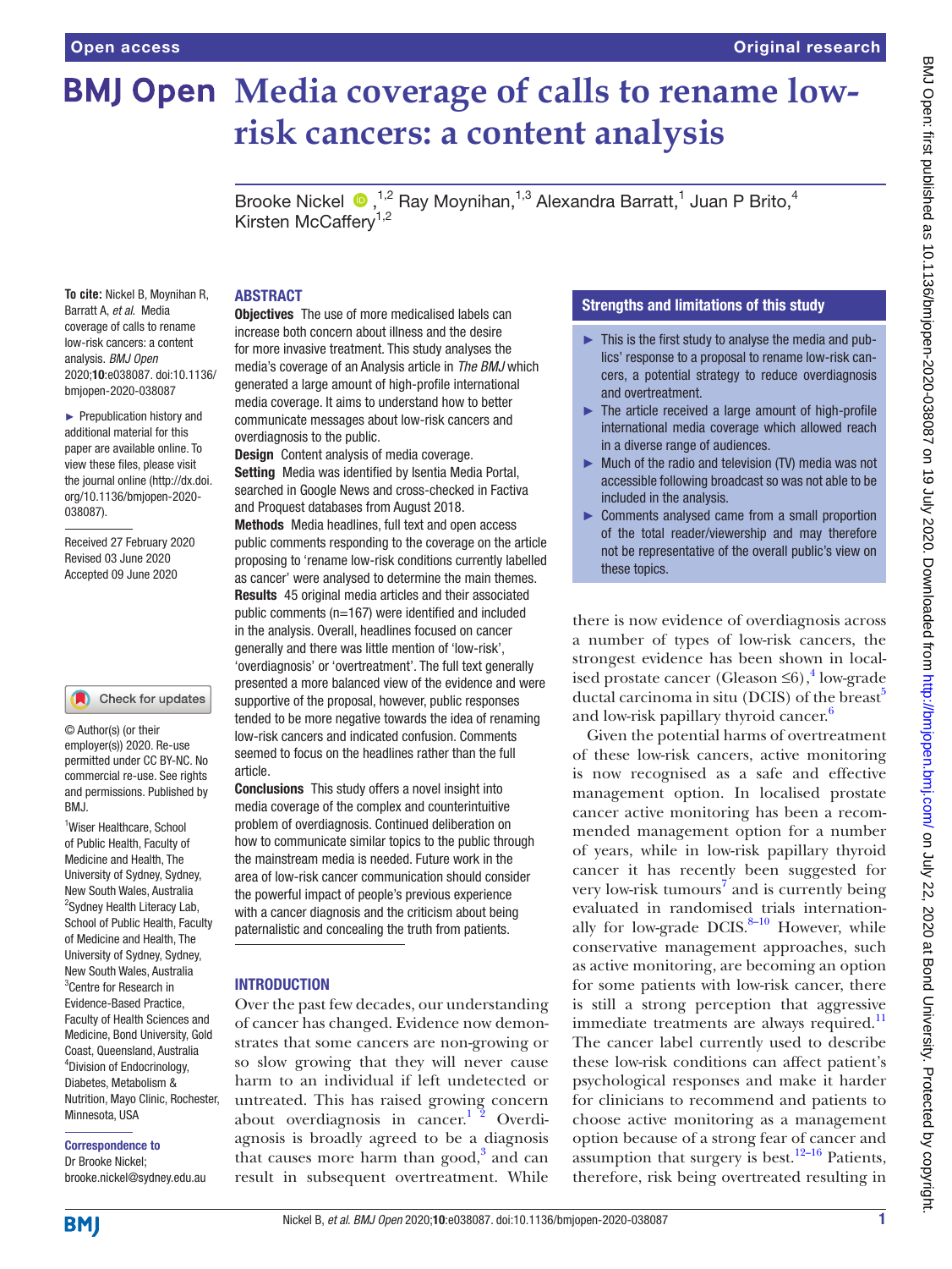# Media coverage of calls to rename low-risk cancers: a content analysis

Brooke Nickel [1,2], Ray Moynihan,[1,3] Alexandra Barratt,[1] Juan P Brito,[4] Kirsten McCaffery[1,2]

**To cite:** Nickel B, Moynihan R, Barratt A, *et al*. Media coverage of calls to rename low-risk cancers: a content analysis. *BMJ Open* 2020;**10**:e038087. doi:10.1136/bmjopen-2020-038087

► Prepublication history and additional material for this paper are available online. To view these files, please visit the journal online (http://dx.doi.org/10.1136/bmjopen-2020-038087).

Received 27 February 2020
Revised 03 June 2020
Accepted 09 June 2020

© Author(s) (or their employer(s)) 2020. Re-use permitted under CC BY-NC. No commercial re-use. See rights and permissions. Published by BMJ.

[1]Wiser Healthcare, School of Public Health, Faculty of Medicine and Health, The University of Sydney, Sydney, New South Wales, Australia
[2]Sydney Health Literacy Lab, School of Public Health, Faculty of Medicine and Health, The University of Sydney, Sydney, New South Wales, Australia
[3]Centre for Research in Evidence-Based Practice, Faculty of Health Sciences and Medicine, Bond University, Gold Coast, Queensland, Australia
[4]Division of Endocrinology, Diabetes, Metabolism & Nutrition, Mayo Clinic, Rochester, Minnesota, USA

**Correspondence to**
Dr Brooke Nickel;
brooke.nickel@sydney.edu.au

## ABSTRACT

**Objectives** The use of more medicalised labels can increase both concern about illness and the desire for more invasive treatment. This study analyses the media's coverage of an Analysis article in *The BMJ* which generated a large amount of high-profile international media coverage. It aims to understand how to better communicate messages about low-risk cancers and overdiagnosis to the public.

**Design** Content analysis of media coverage.

**Setting** Media was identified by Isentia Media Portal, searched in Google News and cross-checked in Factiva and Proquest databases from August 2018.

**Methods** Media headlines, full text and open access public comments responding to the coverage on the article proposing to 'rename low-risk conditions currently labelled as cancer' were analysed to determine the main themes.

**Results** 45 original media articles and their associated public comments (n=167) were identified and included in the analysis. Overall, headlines focused on cancer generally and there was little mention of 'low-risk', 'overdiagnosis' or 'overtreatment'. The full text generally presented a more balanced view of the evidence and were supportive of the proposal, however, public responses tended to be more negative towards the idea of renaming low-risk cancers and indicated confusion. Comments seemed to focus on the headlines rather than the full article.

**Conclusions** This study offers a novel insight into media coverage of the complex and counterintuitive problem of overdiagnosis. Continued deliberation on how to communicate similar topics to the public through the mainstream media is needed. Future work in the area of low-risk cancer communication should consider the powerful impact of people's previous experience with a cancer diagnosis and the criticism about being paternalistic and concealing the truth from patients.

### Strengths and limitations of this study

- ► This is the first study to analyse the media and publics' response to a proposal to rename low-risk cancers, a potential strategy to reduce overdiagnosis and overtreatment.
- ► The article received a large amount of high-profile international media coverage which allowed reach in a diverse range of audiences.
- ► Much of the radio and television (TV) media was not accessible following broadcast so was not able to be included in the analysis.
- ► Comments analysed came from a small proportion of the total reader/viewership and may therefore not be representative of the overall public's view on these topics.

## INTRODUCTION

Over the past few decades, our understanding of cancer has changed. Evidence now demonstrates that some cancers are non-growing or so slow growing that they will never cause harm to an individual if left undetected or untreated. This has raised growing concern about overdiagnosis in cancer.[1,2] Overdiagnosis is broadly agreed to be a diagnosis that causes more harm than good,[3] and can result in subsequent overtreatment. While there is now evidence of overdiagnosis across a number of types of low-risk cancers, the strongest evidence has been shown in localised prostate cancer (Gleason ≤6),[4] low-grade ductal carcinoma in situ (DCIS) of the breast[5] and low-risk papillary thyroid cancer.[6]

Given the potential harms of overtreatment of these low-risk cancers, active monitoring is now recognised as a safe and effective management option. In localised prostate cancer active monitoring has been a recommended management option for a number of years, while in low-risk papillary thyroid cancer it has recently been suggested for very low-risk tumours[7] and is currently being evaluated in randomised trials internationally for low-grade DCIS.[8–10] However, while conservative management approaches, such as active monitoring, are becoming an option for some patients with low-risk cancer, there is still a strong perception that aggressive immediate treatments are always required.[11] The cancer label currently used to describe these low-risk conditions can affect patient's psychological responses and make it harder for clinicians to recommend and patients to choose active monitoring as a management option because of a strong fear of cancer and assumption that surgery is best.[12–16] Patients, therefore, risk being overtreated resulting in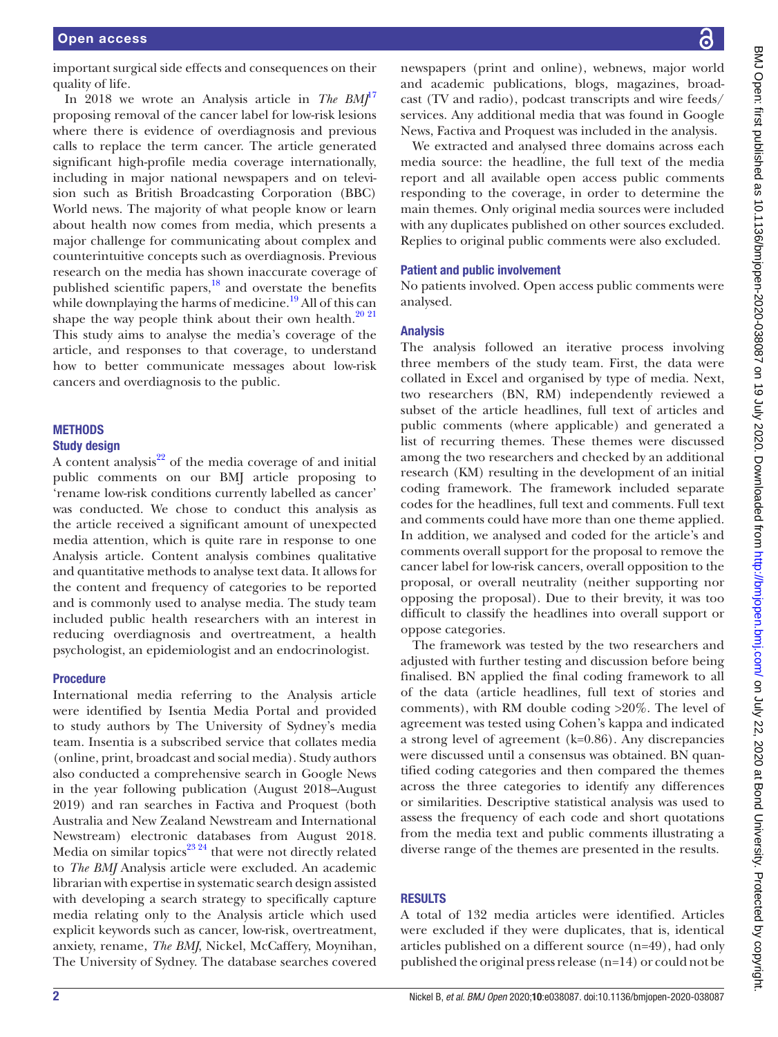important surgical side effects and consequences on their quality of life.

In 2018 we wrote an Analysis article in *The BMJ*[17] proposing removal of the cancer label for low-risk lesions where there is evidence of overdiagnosis and previous calls to replace the term cancer. The article generated significant high-profile media coverage internationally, including in major national newspapers and on television such as British Broadcasting Corporation (BBC) World news. The majority of what people know or learn about health now comes from media, which presents a major challenge for communicating about complex and counterintuitive concepts such as overdiagnosis. Previous research on the media has shown inaccurate coverage of published scientific papers,[18] and overstate the benefits while downplaying the harms of medicine.[19] All of this can shape the way people think about their own health.[20 21] This study aims to analyse the media's coverage of the article, and responses to that coverage, to understand how to better communicate messages about low-risk cancers and overdiagnosis to the public.

## METHODS

### Study design

A content analysis[22] of the media coverage of and initial public comments on our BMJ article proposing to 'rename low-risk conditions currently labelled as cancer' was conducted. We chose to conduct this analysis as the article received a significant amount of unexpected media attention, which is quite rare in response to one Analysis article. Content analysis combines qualitative and quantitative methods to analyse text data. It allows for the content and frequency of categories to be reported and is commonly used to analyse media. The study team included public health researchers with an interest in reducing overdiagnosis and overtreatment, a health psychologist, an epidemiologist and an endocrinologist.

### Procedure

International media referring to the Analysis article were identified by Isentia Media Portal and provided to study authors by The University of Sydney's media team. Isentia is a subscribed service that collates media (online, print, broadcast and social media). Study authors also conducted a comprehensive search in Google News in the year following publication (August 2018–August 2019) and ran searches in Factiva and Proquest (both Australia and New Zealand Newstream and International Newstream) electronic databases from August 2018. Media on similar topics[23 24] that were not directly related to *The BMJ* Analysis article were excluded. An academic librarian with expertise in systematic search design assisted with developing a search strategy to specifically capture media relating only to the Analysis article which used explicit keywords such as cancer, low-risk, overtreatment, anxiety, rename, *The BMJ*, Nickel, McCaffery, Moynihan, The University of Sydney. The database searches covered newspapers (print and online), webnews, major world and academic publications, blogs, magazines, broadcast (TV and radio), podcast transcripts and wire feeds/services. Any additional media that was found in Google News, Factiva and Proquest was included in the analysis.

We extracted and analysed three domains across each media source: the headline, the full text of the media report and all available open access public comments responding to the coverage, in order to determine the main themes. Only original media sources were included with any duplicates published on other sources excluded. Replies to original public comments were also excluded.

### Patient and public involvement

No patients involved. Open access public comments were analysed.

### Analysis

The analysis followed an iterative process involving three members of the study team. First, the data were collated in Excel and organised by type of media. Next, two researchers (BN, RM) independently reviewed a subset of the article headlines, full text of articles and public comments (where applicable) and generated a list of recurring themes. These themes were discussed among the two researchers and checked by an additional research (KM) resulting in the development of an initial coding framework. The framework included separate codes for the headlines, full text and comments. Full text and comments could have more than one theme applied. In addition, we analysed and coded for the article's and comments overall support for the proposal to remove the cancer label for low-risk cancers, overall opposition to the proposal, or overall neutrality (neither supporting nor opposing the proposal). Due to their brevity, it was too difficult to classify the headlines into overall support or oppose categories.

The framework was tested by the two researchers and adjusted with further testing and discussion before being finalised. BN applied the final coding framework to all of the data (article headlines, full text of stories and comments), with RM double coding >20%. The level of agreement was tested using Cohen's kappa and indicated a strong level of agreement (k=0.86). Any discrepancies were discussed until a consensus was obtained. BN quantified coding categories and then compared the themes across the three categories to identify any differences or similarities. Descriptive statistical analysis was used to assess the frequency of each code and short quotations from the media text and public comments illustrating a diverse range of the themes are presented in the results.

## RESULTS

A total of 132 media articles were identified. Articles were excluded if they were duplicates, that is, identical articles published on a different source (n=49), had only published the original press release (n=14) or could not be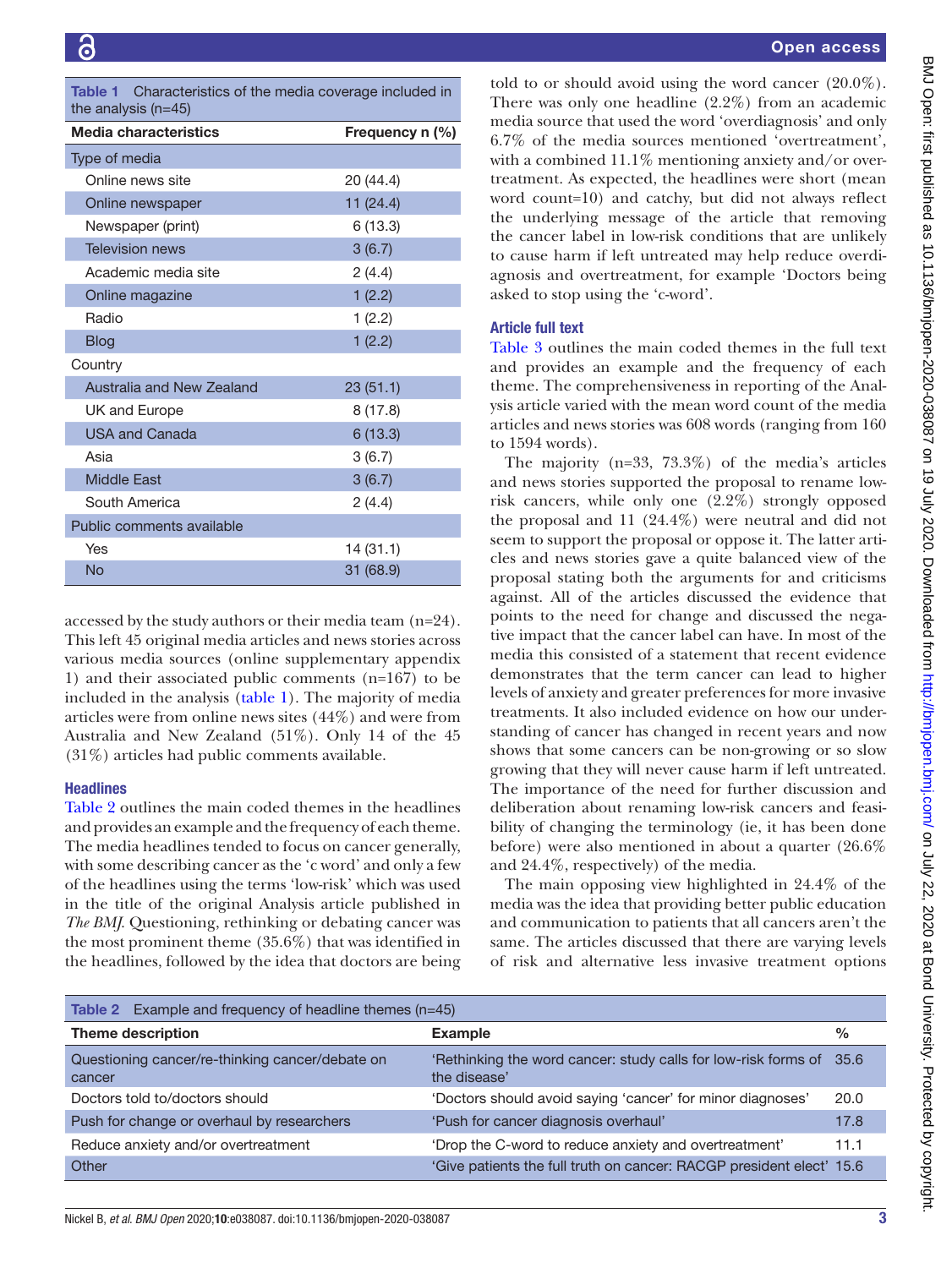**Table 1** Characteristics of the media coverage included in the analysis (n=45)

| Media characteristics | Frequency n (%) |
|---|---|
| Type of media | |
| Online news site | 20 (44.4) |
| Online newspaper | 11 (24.4) |
| Newspaper (print) | 6 (13.3) |
| Television news | 3 (6.7) |
| Academic media site | 2 (4.4) |
| Online magazine | 1 (2.2) |
| Radio | 1 (2.2) |
| Blog | 1 (2.2) |
| Country | |
| Australia and New Zealand | 23 (51.1) |
| UK and Europe | 8 (17.8) |
| USA and Canada | 6 (13.3) |
| Asia | 3 (6.7) |
| Middle East | 3 (6.7) |
| South America | 2 (4.4) |
| Public comments available | |
| Yes | 14 (31.1) |
| No | 31 (68.9) |

accessed by the study authors or their media team (n=24). This left 45 original media articles and news stories across various media sources (online supplementary appendix 1) and their associated public comments (n=167) to be included in the analysis (table 1). The majority of media articles were from online news sites (44%) and were from Australia and New Zealand (51%). Only 14 of the 45 (31%) articles had public comments available.

### Headlines

Table 2 outlines the main coded themes in the headlines and provides an example and the frequency of each theme. The media headlines tended to focus on cancer generally, with some describing cancer as the 'c word' and only a few of the headlines using the terms 'low-risk' which was used in the title of the original Analysis article published in *The BMJ*. Questioning, rethinking or debating cancer was the most prominent theme (35.6%) that was identified in the headlines, followed by the idea that doctors are being told to or should avoid using the word cancer (20.0%). There was only one headline (2.2%) from an academic media source that used the word 'overdiagnosis' and only 6.7% of the media sources mentioned 'overtreatment', with a combined 11.1% mentioning anxiety and/or overtreatment. As expected, the headlines were short (mean word count=10) and catchy, but did not always reflect the underlying message of the article that removing the cancer label in low-risk conditions that are unlikely to cause harm if left untreated may help reduce overdiagnosis and overtreatment, for example 'Doctors being asked to stop using the 'c-word'.

### Article full text

Table 3 outlines the main coded themes in the full text and provides an example and the frequency of each theme. The comprehensiveness in reporting of the Analysis article varied with the mean word count of the media articles and news stories was 608 words (ranging from 160 to 1594 words).

The majority (n=33, 73.3%) of the media's articles and news stories supported the proposal to rename low-risk cancers, while only one (2.2%) strongly opposed the proposal and 11 (24.4%) were neutral and did not seem to support the proposal or oppose it. The latter articles and news stories gave a quite balanced view of the proposal stating both the arguments for and criticisms against. All of the articles discussed the evidence that points to the need for change and discussed the negative impact that the cancer label can have. In most of the media this consisted of a statement that recent evidence demonstrates that the term cancer can lead to higher levels of anxiety and greater preferences for more invasive treatments. It also included evidence on how our understanding of cancer has changed in recent years and now shows that some cancers can be non-growing or so slow growing that they will never cause harm if left untreated. The importance of the need for further discussion and deliberation about renaming low-risk cancers and feasibility of changing the terminology (ie, it has been done before) were also mentioned in about a quarter (26.6% and 24.4%, respectively) of the media.

The main opposing view highlighted in 24.4% of the media was the idea that providing better public education and communication to patients that all cancers aren't the same. The articles discussed that there are varying levels of risk and alternative less invasive treatment options

**Table 2** Example and frequency of headline themes (n=45)

| Theme description | Example | % |
|---|---|---|
| Questioning cancer/re-thinking cancer/debate on cancer | 'Rethinking the word cancer: study calls for low-risk forms of the disease' | 35.6 |
| Doctors told to/doctors should | 'Doctors should avoid saying 'cancer' for minor diagnoses' | 20.0 |
| Push for change or overhaul by researchers | 'Push for cancer diagnosis overhaul' | 17.8 |
| Reduce anxiety and/or overtreatment | 'Drop the C-word to reduce anxiety and overtreatment' | 11.1 |
| Other | 'Give patients the full truth on cancer: RACGP president elect' | 15.6 |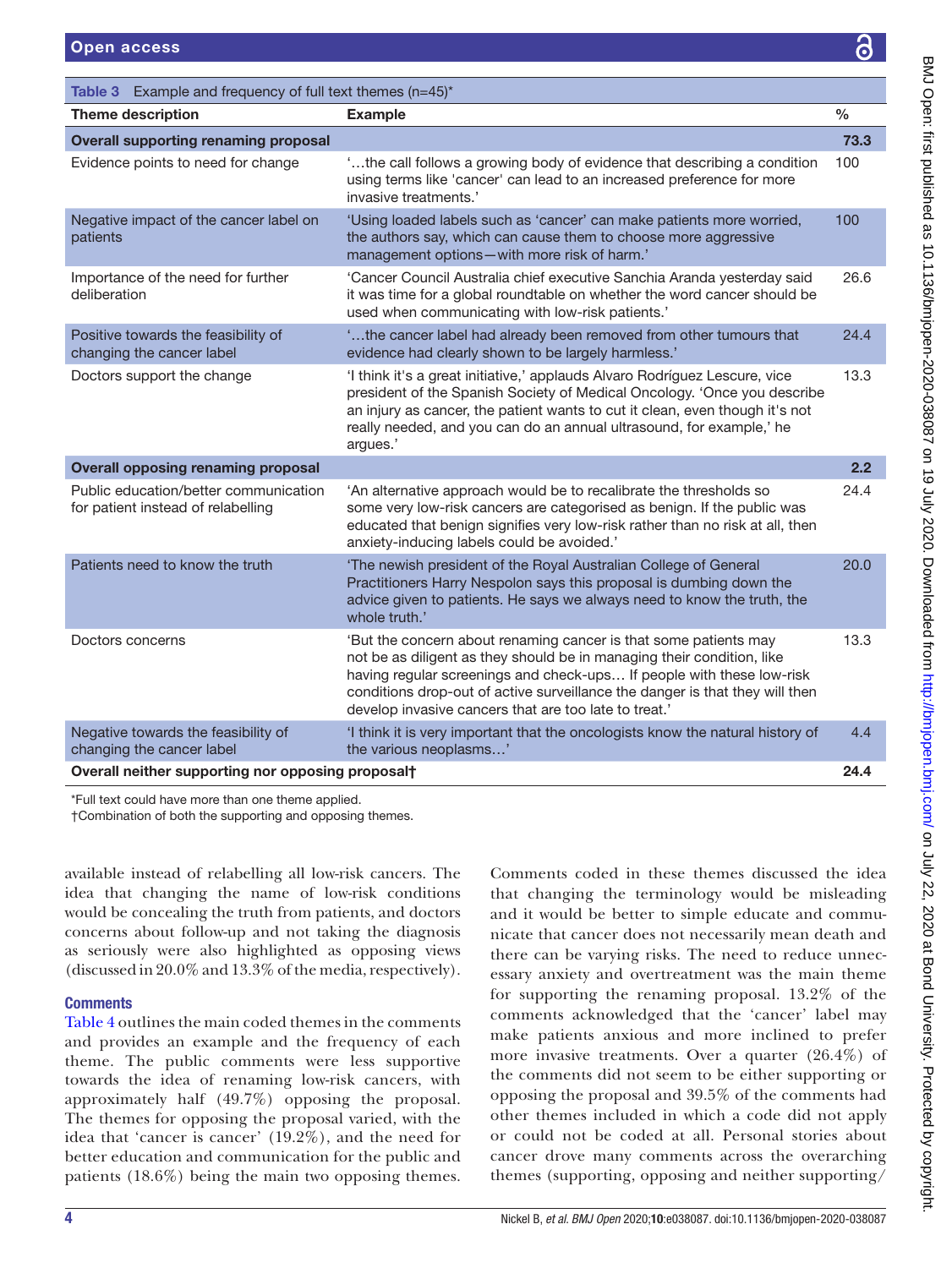Table 3 Example and frequency of full text themes (n=45)*

| Theme description | Example | % |
|---|---|---|
| **Overall supporting renaming proposal** | | **73.3** |
| Evidence points to need for change | '…the call follows a growing body of evidence that describing a condition using terms like 'cancer' can lead to an increased preference for more invasive treatments.' | 100 |
| Negative impact of the cancer label on patients | 'Using loaded labels such as 'cancer' can make patients more worried, the authors say, which can cause them to choose more aggressive management options—with more risk of harm.' | 100 |
| Importance of the need for further deliberation | 'Cancer Council Australia chief executive Sanchia Aranda yesterday said it was time for a global roundtable on whether the word cancer should be used when communicating with low-risk patients.' | 26.6 |
| Positive towards the feasibility of changing the cancer label | '…the cancer label had already been removed from other tumours that evidence had clearly shown to be largely harmless.' | 24.4 |
| Doctors support the change | 'I think it's a great initiative,' applauds Alvaro Rodríguez Lescure, vice president of the Spanish Society of Medical Oncology. 'Once you describe an injury as cancer, the patient wants to cut it clean, even though it's not really needed, and you can do an annual ultrasound, for example,' he argues.' | 13.3 |
| **Overall opposing renaming proposal** | | **2.2** |
| Public education/better communication for patient instead of relabelling | 'An alternative approach would be to recalibrate the thresholds so some very low-risk cancers are categorised as benign. If the public was educated that benign signifies very low-risk rather than no risk at all, then anxiety-inducing labels could be avoided.' | 24.4 |
| Patients need to know the truth | 'The newish president of the Royal Australian College of General Practitioners Harry Nespolon says this proposal is dumbing down the advice given to patients. He says we always need to know the truth, the whole truth.' | 20.0 |
| Doctors concerns | 'But the concern about renaming cancer is that some patients may not be as diligent as they should be in managing their condition, like having regular screenings and check-ups… If people with these low-risk conditions drop-out of active surveillance the danger is that they will then develop invasive cancers that are too late to treat.' | 13.3 |
| Negative towards the feasibility of changing the cancer label | 'I think it is very important that the oncologists know the natural history of the various neoplasms…' | 4.4 |
| **Overall neither supporting nor opposing proposal†** | | **24.4** |

*Full text could have more than one theme applied.
†Combination of both the supporting and opposing themes.

available instead of relabelling all low-risk cancers. The idea that changing the name of low-risk conditions would be concealing the truth from patients, and doctors concerns about follow-up and not taking the diagnosis as seriously were also highlighted as opposing views (discussed in 20.0% and 13.3% of the media, respectively).

## Comments

Table 4 outlines the main coded themes in the comments and provides an example and the frequency of each theme. The public comments were less supportive towards the idea of renaming low-risk cancers, with approximately half (49.7%) opposing the proposal. The themes for opposing the proposal varied, with the idea that 'cancer is cancer' (19.2%), and the need for better education and communication for the public and patients (18.6%) being the main two opposing themes. Comments coded in these themes discussed the idea that changing the terminology would be misleading and it would be better to simple educate and communicate that cancer does not necessarily mean death and there can be varying risks. The need to reduce unnecessary anxiety and overtreatment was the main theme for supporting the renaming proposal. 13.2% of the comments acknowledged that the 'cancer' label may make patients anxious and more inclined to prefer more invasive treatments. Over a quarter (26.4%) of the comments did not seem to be either supporting or opposing the proposal and 39.5% of the comments had other themes included in which a code did not apply or could not be coded at all. Personal stories about cancer drove many comments across the overarching themes (supporting, opposing and neither supporting/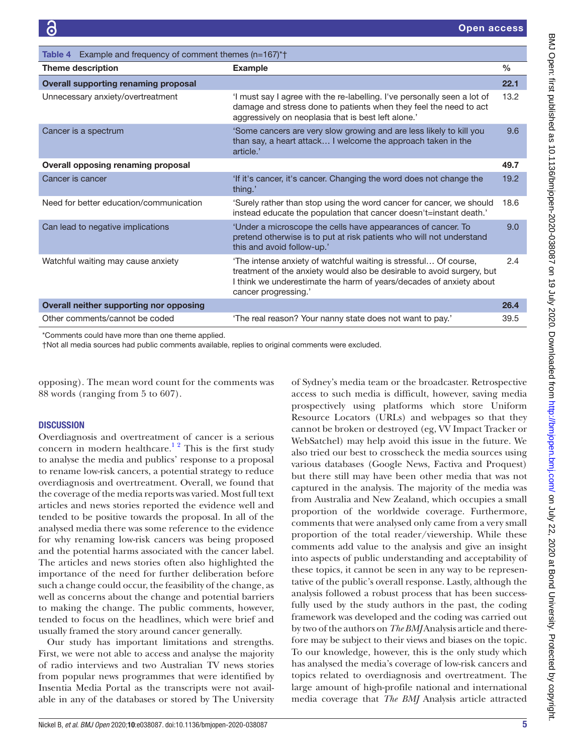Table 4 Example and frequency of comment themes (n=167)*†

| Theme description | Example | % |
|---|---|---|
| **Overall supporting renaming proposal** | | **22.1** |
| Unnecessary anxiety/overtreatment | 'I must say I agree with the re-labelling. I've personally seen a lot of damage and stress done to patients when they feel the need to act aggressively on neoplasia that is best left alone.' | 13.2 |
| Cancer is a spectrum | 'Some cancers are very slow growing and are less likely to kill you than say, a heart attack… I welcome the approach taken in the article.' | 9.6 |
| **Overall opposing renaming proposal** | | **49.7** |
| Cancer is cancer | 'If it's cancer, it's cancer. Changing the word does not change the thing.' | 19.2 |
| Need for better education/communication | 'Surely rather than stop using the word cancer for cancer, we should instead educate the population that cancer doesn't=instant death.' | 18.6 |
| Can lead to negative implications | 'Under a microscope the cells have appearances of cancer. To pretend otherwise is to put at risk patients who will not understand this and avoid follow-up.' | 9.0 |
| Watchful waiting may cause anxiety | 'The intense anxiety of watchful waiting is stressful… Of course, treatment of the anxiety would also be desirable to avoid surgery, but I think we underestimate the harm of years/decades of anxiety about cancer progressing.' | 2.4 |
| **Overall neither supporting nor opposing** | | **26.4** |
| Other comments/cannot be coded | 'The real reason? Your nanny state does not want to pay.' | 39.5 |

*Comments could have more than one theme applied.
†Not all media sources had public comments available, replies to original comments were excluded.

opposing). The mean word count for the comments was 88 words (ranging from 5 to 607).

## DISCUSSION

Overdiagnosis and overtreatment of cancer is a serious concern in modern healthcare.[1,2] This is the first study to analyse the media and publics' response to a proposal to rename low-risk cancers, a potential strategy to reduce overdiagnosis and overtreatment. Overall, we found that the coverage of the media reports was varied. Most full text articles and news stories reported the evidence well and tended to be positive towards the proposal. In all of the analysed media there was some reference to the evidence for why renaming low-risk cancers was being proposed and the potential harms associated with the cancer label. The articles and news stories often also highlighted the importance of the need for further deliberation before such a change could occur, the feasibility of the change, as well as concerns about the change and potential barriers to making the change. The public comments, however, tended to focus on the headlines, which were brief and usually framed the story around cancer generally.

Our study has important limitations and strengths. First, we were not able to access and analyse the majority of radio interviews and two Australian TV news stories from popular news programmes that were identified by Insentia Media Portal as the transcripts were not available in any of the databases or stored by The University of Sydney's media team or the broadcaster. Retrospective access to such media is difficult, however, saving media prospectively using platforms which store Uniform Resource Locators (URLs) and webpages so that they cannot be broken or destroyed (eg, VV Impact Tracker or WebSatchel) may help avoid this issue in the future. We also tried our best to crosscheck the media sources using various databases (Google News, Factiva and Proquest) but there still may have been other media that was not captured in the analysis. The majority of the media was from Australia and New Zealand, which occupies a small proportion of the worldwide coverage. Furthermore, comments that were analysed only came from a very small proportion of the total reader/viewership. While these comments add value to the analysis and give an insight into aspects of public understanding and acceptability of these topics, it cannot be seen in any way to be representative of the public's overall response. Lastly, although the analysis followed a robust process that has been successfully used by the study authors in the past, the coding framework was developed and the coding was carried out by two of the authors on *The BMJ* Analysis article and therefore may be subject to their views and biases on the topic. To our knowledge, however, this is the only study which has analysed the media's coverage of low-risk cancers and topics related to overdiagnosis and overtreatment. The large amount of high-profile national and international media coverage that *The BMJ* Analysis article attracted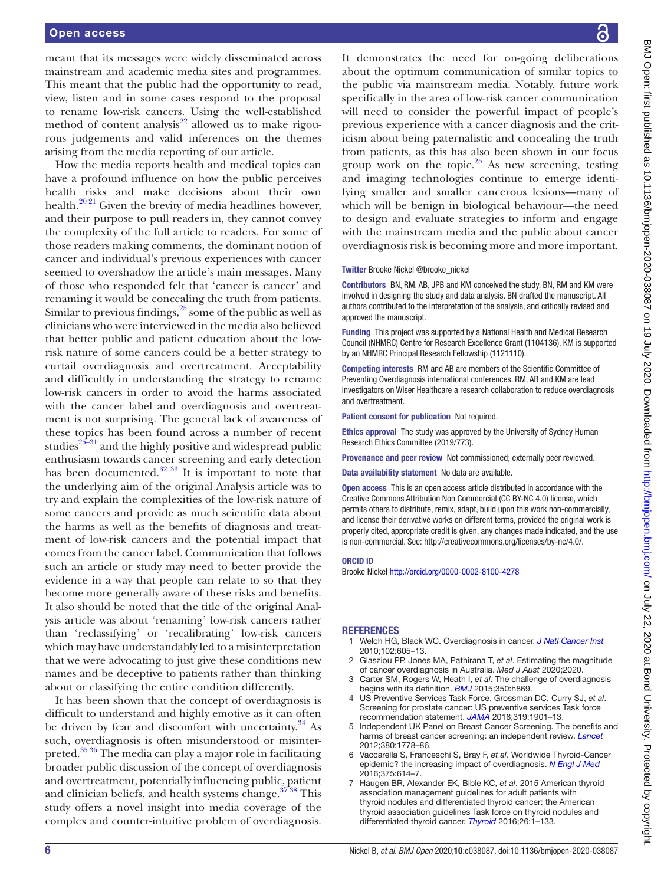meant that its messages were widely disseminated across mainstream and academic media sites and programmes. This meant that the public had the opportunity to read, view, listen and in some cases respond to the proposal to rename low-risk cancers. Using the well-established method of content analysis[22] allowed us to make rigorous judgements and valid inferences on the themes arising from the media reporting of our article.

How the media reports health and medical topics can have a profound influence on how the public perceives health risks and make decisions about their own health.[20 21] Given the brevity of media headlines however, and their purpose to pull readers in, they cannot convey the complexity of the full article to readers. For some of those readers making comments, the dominant notion of cancer and individual's previous experiences with cancer seemed to overshadow the article's main messages. Many of those who responded felt that 'cancer is cancer' and renaming it would be concealing the truth from patients. Similar to previous findings,[25] some of the public as well as clinicians who were interviewed in the media also believed that better public and patient education about the low-risk nature of some cancers could be a better strategy to curtail overdiagnosis and overtreatment. Acceptability and difficultly in understanding the strategy to rename low-risk cancers in order to avoid the harms associated with the cancer label and overdiagnosis and overtreatment is not surprising. The general lack of awareness of these topics has been found across a number of recent studies[25–31] and the highly positive and widespread public enthusiasm towards cancer screening and early detection has been documented.[32 33] It is important to note that the underlying aim of the original Analysis article was to try and explain the complexities of the low-risk nature of some cancers and provide as much scientific data about the harms as well as the benefits of diagnosis and treatment of low-risk cancers and the potential impact that comes from the cancer label. Communication that follows such an article or study may need to better provide the evidence in a way that people can relate to so that they become more generally aware of these risks and benefits. It also should be noted that the title of the original Analysis article was about 'renaming' low-risk cancers rather than 'reclassifying' or 'recalibrating' low-risk cancers which may have understandably led to a misinterpretation that we were advocating to just give these conditions new names and be deceptive to patients rather than thinking about or classifying the entire condition differently.

It has been shown that the concept of overdiagnosis is difficult to understand and highly emotive as it can often be driven by fear and discomfort with uncertainty.[34] As such, overdiagnosis is often misunderstood or misinterpreted.[35 36] The media can play a major role in facilitating broader public discussion of the concept of overdiagnosis and overtreatment, potentially influencing public, patient and clinician beliefs, and health systems change.[37 38] This study offers a novel insight into media coverage of the complex and counter-intuitive problem of overdiagnosis. It demonstrates the need for on-going deliberations about the optimum communication of similar topics to the public via mainstream media. Notably, future work specifically in the area of low-risk cancer communication will need to consider the powerful impact of people's previous experience with a cancer diagnosis and the criticism about being paternalistic and concealing the truth from patients, as this has also been shown in our focus group work on the topic.[25] As new screening, testing and imaging technologies continue to emerge identifying smaller and smaller cancerous lesions—many of which will be benign in biological behaviour—the need to design and evaluate strategies to inform and engage with the mainstream media and the public about cancer overdiagnosis risk is becoming more and more important.

**Twitter** Brooke Nickel @brooke_nickel

**Contributors** BN, RM, AB, JPB and KM conceived the study. BN, RM and KM were involved in designing the study and data analysis. BN drafted the manuscript. All authors contributed to the interpretation of the analysis, and critically revised and approved the manuscript.

**Funding** This project was supported by a National Health and Medical Research Council (NHMRC) Centre for Research Excellence Grant (1104136). KM is supported by an NHMRC Principal Research Fellowship (1121110).

**Competing interests** RM and AB are members of the Scientific Committee of Preventing Overdiagnosis international conferences. RM, AB and KM are lead investigators on Wiser Healthcare a research collaboration to reduce overdiagnosis and overtreatment.

**Patient consent for publication** Not required.

**Ethics approval** The study was approved by the University of Sydney Human Research Ethics Committee (2019/773).

**Provenance and peer review** Not commissioned; externally peer reviewed.

**Data availability statement** No data are available.

**Open access** This is an open access article distributed in accordance with the Creative Commons Attribution Non Commercial (CC BY-NC 4.0) license, which permits others to distribute, remix, adapt, build upon this work non-commercially, and license their derivative works on different terms, provided the original work is properly cited, appropriate credit is given, any changes made indicated, and the use is non-commercial. See: http://creativecommons.org/licenses/by-nc/4.0/.

**ORCID iD**

Brooke Nickel http://orcid.org/0000-0002-8100-4278

## REFERENCES

1. Welch HG, Black WC. Overdiagnosis in cancer. *J Natl Cancer Inst* 2010;102:605–13.
2. Glasziou PP, Jones MA, Pathirana T, *et al*. Estimating the magnitude of cancer overdiagnosis in Australia. *Med J Aust* 2020;2020.
3. Carter SM, Rogers W, Heath I, *et al*. The challenge of overdiagnosis begins with its definition. *BMJ* 2015;350:h869.
4. US Preventive Services Task Force, Grossman DC, Curry SJ, *et al*. Screening for prostate cancer: US preventive services Task force recommendation statement. *JAMA* 2018;319:1901–13.
5. Independent UK Panel on Breast Cancer Screening. The benefits and harms of breast cancer screening: an independent review. *Lancet* 2012;380:1778–86.
6. Vaccarella S, Franceschi S, Bray F, *et al*. Worldwide Thyroid-Cancer epidemic? the increasing impact of overdiagnosis. *N Engl J Med* 2016;375:614–7.
7. Haugen BR, Alexander EK, Bible KC, *et al*. 2015 American thyroid association management guidelines for adult patients with thyroid nodules and differentiated thyroid cancer: the American thyroid association guidelines Task force on thyroid nodules and differentiated thyroid cancer. *Thyroid* 2016;26:1–133.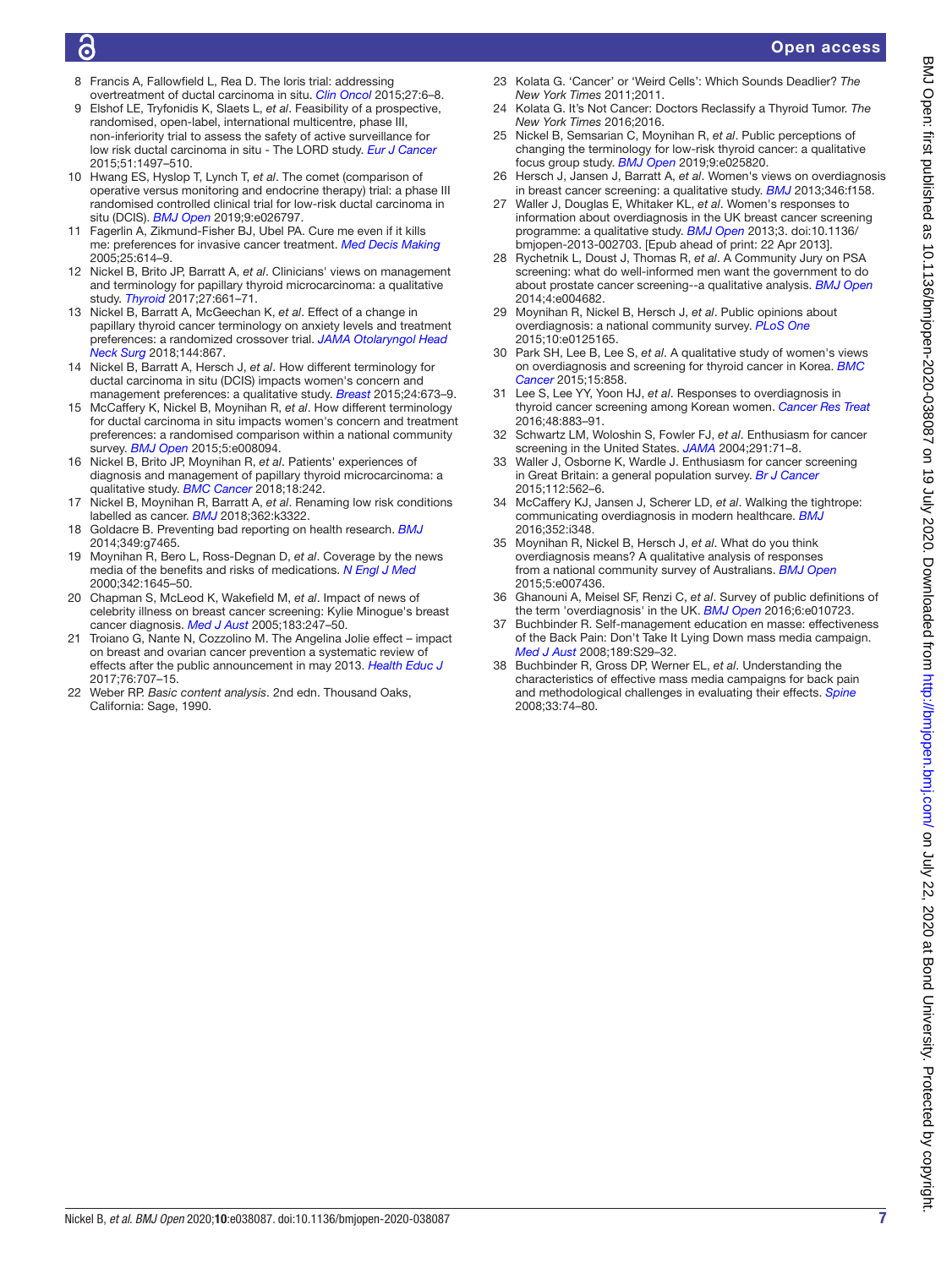8 Francis A, Fallowfield L, Rea D. The loris trial: addressing overtreatment of ductal carcinoma in situ. *Clin Oncol* 2015;27:6–8.
9 Elshof LE, Tryfonidis K, Slaets L, *et al*. Feasibility of a prospective, randomised, open-label, international multicentre, phase III, non-inferiority trial to assess the safety of active surveillance for low risk ductal carcinoma in situ - The LORD study. *Eur J Cancer* 2015;51:1497–510.
10 Hwang ES, Hyslop T, Lynch T, *et al*. The comet (comparison of operative versus monitoring and endocrine therapy) trial: a phase III randomised controlled clinical trial for low-risk ductal carcinoma in situ (DCIS). *BMJ Open* 2019;9:e026797.
11 Fagerlin A, Zikmund-Fisher BJ, Ubel PA. Cure me even if it kills me: preferences for invasive cancer treatment. *Med Decis Making* 2005;25:614–9.
12 Nickel B, Brito JP, Barratt A, *et al*. Clinicians' views on management and terminology for papillary thyroid microcarcinoma: a qualitative study. *Thyroid* 2017;27:661–71.
13 Nickel B, Barratt A, McGeechan K, *et al*. Effect of a change in papillary thyroid cancer terminology on anxiety levels and treatment preferences: a randomized crossover trial. *JAMA Otolaryngol Head Neck Surg* 2018;144:867.
14 Nickel B, Barratt A, Hersch J, *et al*. How different terminology for ductal carcinoma in situ (DCIS) impacts women's concern and management preferences: a qualitative study. *Breast* 2015;24:673–9.
15 McCaffery K, Nickel B, Moynihan R, *et al*. How different terminology for ductal carcinoma in situ impacts women's concern and treatment preferences: a randomised comparison within a national community survey. *BMJ Open* 2015;5:e008094.
16 Nickel B, Brito JP, Moynihan R, *et al*. Patients' experiences of diagnosis and management of papillary thyroid microcarcinoma: a qualitative study. *BMC Cancer* 2018;18:242.
17 Nickel B, Moynihan R, Barratt A, *et al*. Renaming low risk conditions labelled as cancer. *BMJ* 2018;362:k3322.
18 Goldacre B. Preventing bad reporting on health research. *BMJ* 2014;349:g7465.
19 Moynihan R, Bero L, Ross-Degnan D, *et al*. Coverage by the news media of the benefits and risks of medications. *N Engl J Med* 2000;342:1645–50.
20 Chapman S, McLeod K, Wakefield M, *et al*. Impact of news of celebrity illness on breast cancer screening: Kylie Minogue's breast cancer diagnosis. *Med J Aust* 2005;183:247–50.
21 Troiano G, Nante N, Cozzolino M. The Angelina Jolie effect – impact on breast and ovarian cancer prevention a systematic review of effects after the public announcement in may 2013. *Health Educ J* 2017;76:707–15.
22 Weber RP. *Basic content analysis*. 2nd edn. Thousand Oaks, California: Sage, 1990.
23 Kolata G. 'Cancer' or 'Weird Cells': Which Sounds Deadlier? *The New York Times* 2011;2011.
24 Kolata G. It's Not Cancer: Doctors Reclassify a Thyroid Tumor. *The New York Times* 2016;2016.
25 Nickel B, Semsarian C, Moynihan R, *et al*. Public perceptions of changing the terminology for low-risk thyroid cancer: a qualitative focus group study. *BMJ Open* 2019;9:e025820.
26 Hersch J, Jansen J, Barratt A, *et al*. Women's views on overdiagnosis in breast cancer screening: a qualitative study. *BMJ* 2013;346:f158.
27 Waller J, Douglas E, Whitaker KL, *et al*. Women's responses to information about overdiagnosis in the UK breast cancer screening programme: a qualitative study. *BMJ Open* 2013;3. doi:10.1136/bmjopen-2013-002703. [Epub ahead of print: 22 Apr 2013].
28 Rychetnik L, Doust J, Thomas R, *et al*. A Community Jury on PSA screening: what do well-informed men want the government to do about prostate cancer screening--a qualitative analysis. *BMJ Open* 2014;4:e004682.
29 Moynihan R, Nickel B, Hersch J, *et al*. Public opinions about overdiagnosis: a national community survey. *PLoS One* 2015;10:e0125165.
30 Park SH, Lee B, Lee S, *et al*. A qualitative study of women's views on overdiagnosis and screening for thyroid cancer in Korea. *BMC Cancer* 2015;15:858.
31 Lee S, Lee YY, Yoon HJ, *et al*. Responses to overdiagnosis in thyroid cancer screening among Korean women. *Cancer Res Treat* 2016;48:883–91.
32 Schwartz LM, Woloshin S, Fowler FJ, *et al*. Enthusiasm for cancer screening in the United States. *JAMA* 2004;291:71–8.
33 Waller J, Osborne K, Wardle J. Enthusiasm for cancer screening in Great Britain: a general population survey. *Br J Cancer* 2015;112:562–6.
34 McCaffery KJ, Jansen J, Scherer LD, *et al*. Walking the tightrope: communicating overdiagnosis in modern healthcare. *BMJ* 2016;352:i348.
35 Moynihan R, Nickel B, Hersch J, *et al*. What do you think overdiagnosis means? A qualitative analysis of responses from a national community survey of Australians. *BMJ Open* 2015;5:e007436.
36 Ghanouni A, Meisel SF, Renzi C, *et al*. Survey of public definitions of the term 'overdiagnosis' in the UK. *BMJ Open* 2016;6:e010723.
37 Buchbinder R. Self-management education en masse: effectiveness of the Back Pain: Don't Take It Lying Down mass media campaign. *Med J Aust* 2008;189:S29–32.
38 Buchbinder R, Gross DP, Werner EL, *et al*. Understanding the characteristics of effective mass media campaigns for back pain and methodological challenges in evaluating their effects. *Spine* 2008;33:74–80.